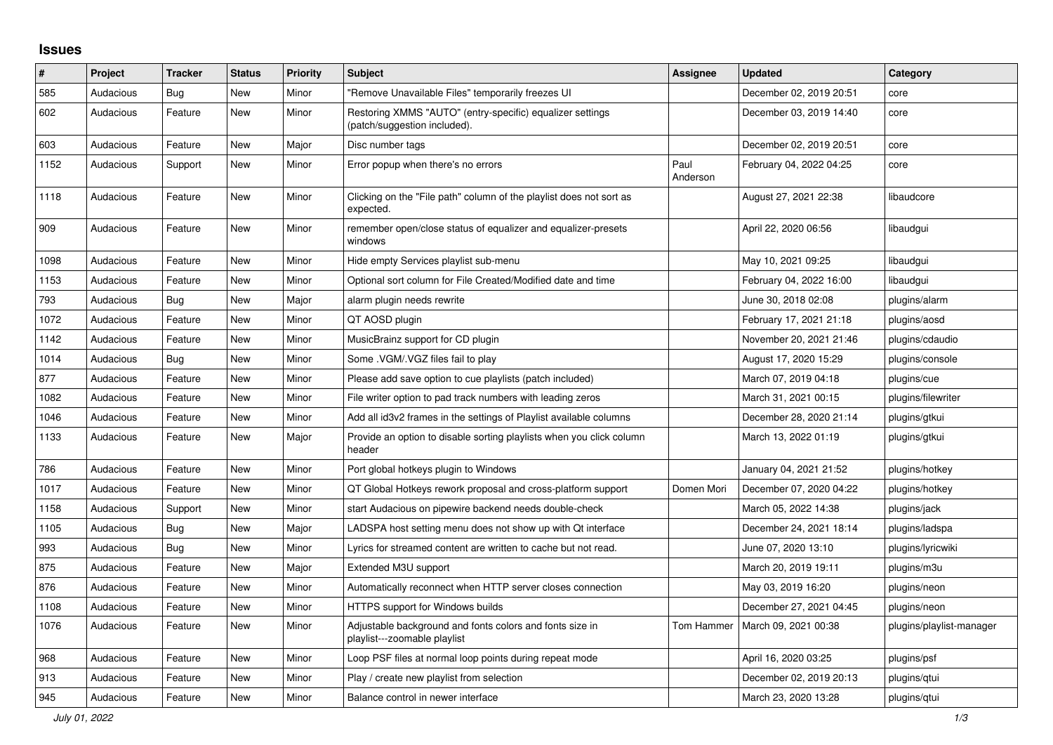# Issues

| # | Project | Tracker | Status | Priority | Subject | Assignee | Updated | Category |
|---|---|---|---|---|---|---|---|---|
| 585 | Audacious | Bug | New | Minor | "Remove Unavailable Files" temporarily freezes UI | | December 02, 2019 20:51 | core |
| 602 | Audacious | Feature | New | Minor | Restoring XMMS "AUTO" (entry-specific) equalizer settings (patch/suggestion included). | | December 03, 2019 14:40 | core |
| 603 | Audacious | Feature | New | Major | Disc number tags | | December 02, 2019 20:51 | core |
| 1152 | Audacious | Support | New | Minor | Error popup when there's no errors | Paul Anderson | February 04, 2022 04:25 | core |
| 1118 | Audacious | Feature | New | Minor | Clicking on the "File path" column of the playlist does not sort as expected. | | August 27, 2021 22:38 | libaudcore |
| 909 | Audacious | Feature | New | Minor | remember open/close status of equalizer and equalizer-presets windows | | April 22, 2020 06:56 | libaudgui |
| 1098 | Audacious | Feature | New | Minor | Hide empty Services playlist sub-menu | | May 10, 2021 09:25 | libaudgui |
| 1153 | Audacious | Feature | New | Minor | Optional sort column for File Created/Modified date and time | | February 04, 2022 16:00 | libaudgui |
| 793 | Audacious | Bug | New | Major | alarm plugin needs rewrite | | June 30, 2018 02:08 | plugins/alarm |
| 1072 | Audacious | Feature | New | Minor | QT AOSD plugin | | February 17, 2021 21:18 | plugins/aosd |
| 1142 | Audacious | Feature | New | Minor | MusicBrainz support for CD plugin | | November 20, 2021 21:46 | plugins/cdaudio |
| 1014 | Audacious | Bug | New | Minor | Some .VGM/.VGZ files fail to play | | August 17, 2020 15:29 | plugins/console |
| 877 | Audacious | Feature | New | Minor | Please add save option to cue playlists (patch included) | | March 07, 2019 04:18 | plugins/cue |
| 1082 | Audacious | Feature | New | Minor | File writer option to pad track numbers with leading zeros | | March 31, 2021 00:15 | plugins/filewriter |
| 1046 | Audacious | Feature | New | Minor | Add all id3v2 frames in the settings of Playlist available columns | | December 28, 2020 21:14 | plugins/gtkui |
| 1133 | Audacious | Feature | New | Major | Provide an option to disable sorting playlists when you click column header | | March 13, 2022 01:19 | plugins/gtkui |
| 786 | Audacious | Feature | New | Minor | Port global hotkeys plugin to Windows | | January 04, 2021 21:52 | plugins/hotkey |
| 1017 | Audacious | Feature | New | Minor | QT Global Hotkeys rework proposal and cross-platform support | Domen Mori | December 07, 2020 04:22 | plugins/hotkey |
| 1158 | Audacious | Support | New | Minor | start Audacious on pipewire backend needs double-check | | March 05, 2022 14:38 | plugins/jack |
| 1105 | Audacious | Bug | New | Major | LADSPA host setting menu does not show up with Qt interface | | December 24, 2021 18:14 | plugins/ladspa |
| 993 | Audacious | Bug | New | Minor | Lyrics for streamed content are written to cache but not read. | | June 07, 2020 13:10 | plugins/lyricwiki |
| 875 | Audacious | Feature | New | Major | Extended M3U support | | March 20, 2019 19:11 | plugins/m3u |
| 876 | Audacious | Feature | New | Minor | Automatically reconnect when HTTP server closes connection | | May 03, 2019 16:20 | plugins/neon |
| 1108 | Audacious | Feature | New | Minor | HTTPS support for Windows builds | | December 27, 2021 04:45 | plugins/neon |
| 1076 | Audacious | Feature | New | Minor | Adjustable background and fonts colors and fonts size in playlist---zoomable playlist | Tom Hammer | March 09, 2021 00:38 | plugins/playlist-manager |
| 968 | Audacious | Feature | New | Minor | Loop PSF files at normal loop points during repeat mode | | April 16, 2020 03:25 | plugins/psf |
| 913 | Audacious | Feature | New | Minor | Play / create new playlist from selection | | December 02, 2019 20:13 | plugins/qtui |
| 945 | Audacious | Feature | New | Minor | Balance control in newer interface | | March 23, 2020 13:28 | plugins/qtui |

*July 01, 2022*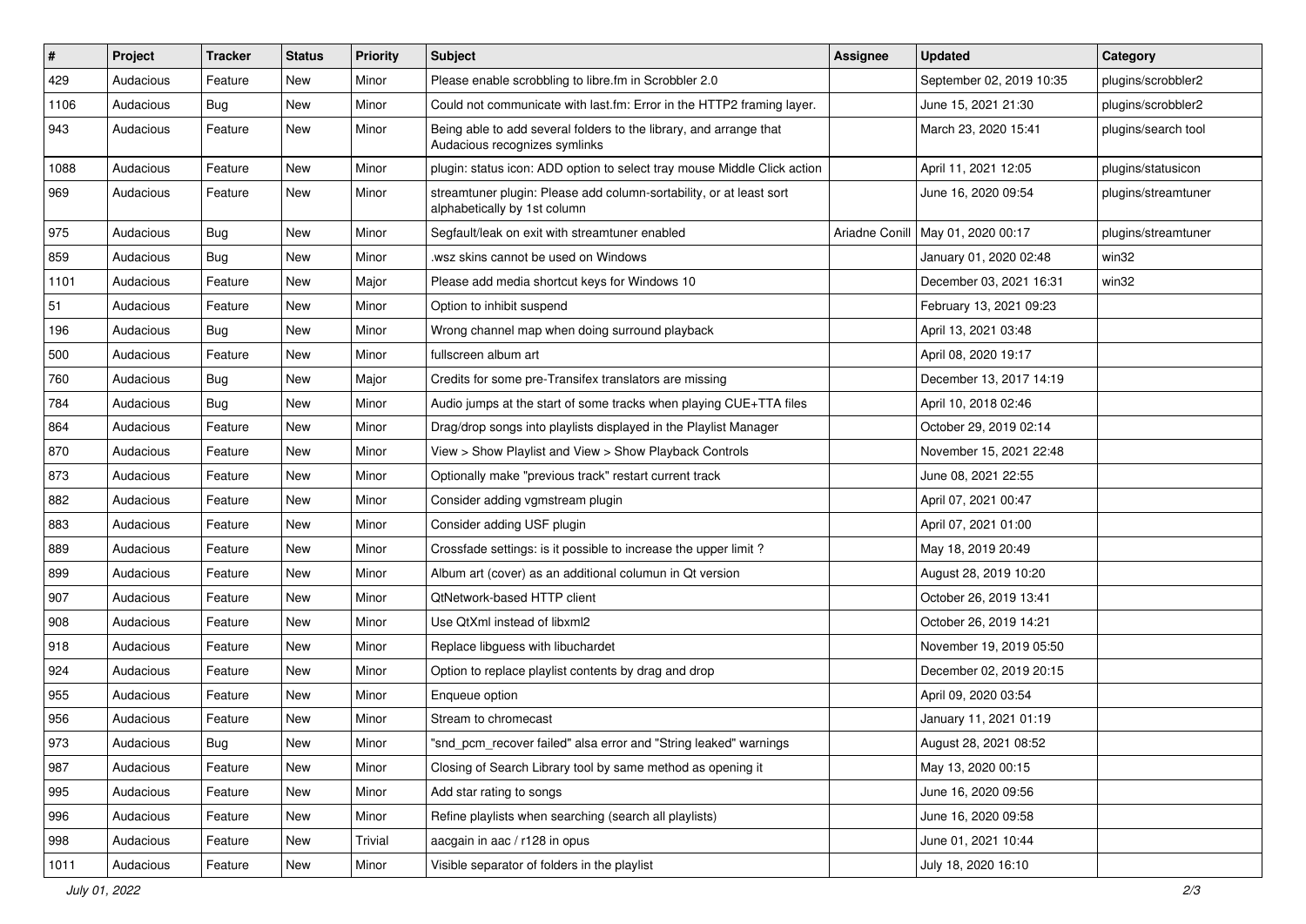| # | Project | Tracker | Status | Priority | Subject | Assignee | Updated | Category |
|---|---|---|---|---|---|---|---|---|
| 429 | Audacious | Feature | New | Minor | Please enable scrobbling to libre.fm in Scrobbler 2.0 | | September 02, 2019 10:35 | plugins/scrobbler2 |
| 1106 | Audacious | Bug | New | Minor | Could not communicate with last.fm: Error in the HTTP2 framing layer. | | June 15, 2021 21:30 | plugins/scrobbler2 |
| 943 | Audacious | Feature | New | Minor | Being able to add several folders to the library, and arrange that Audacious recognizes symlinks | | March 23, 2020 15:41 | plugins/search tool |
| 1088 | Audacious | Feature | New | Minor | plugin: status icon: ADD option to select tray mouse Middle Click action | | April 11, 2021 12:05 | plugins/statusicon |
| 969 | Audacious | Feature | New | Minor | streamtuner plugin: Please add column-sortability, or at least sort alphabetically by 1st column | | June 16, 2020 09:54 | plugins/streamtuner |
| 975 | Audacious | Bug | New | Minor | Segfault/leak on exit with streamtuner enabled | Ariadne Conill | May 01, 2020 00:17 | plugins/streamtuner |
| 859 | Audacious | Bug | New | Minor | .wsz skins cannot be used on Windows | | January 01, 2020 02:48 | win32 |
| 1101 | Audacious | Feature | New | Major | Please add media shortcut keys for Windows 10 | | December 03, 2021 16:31 | win32 |
| 51 | Audacious | Feature | New | Minor | Option to inhibit suspend | | February 13, 2021 09:23 | |
| 196 | Audacious | Bug | New | Minor | Wrong channel map when doing surround playback | | April 13, 2021 03:48 | |
| 500 | Audacious | Feature | New | Minor | fullscreen album art | | April 08, 2020 19:17 | |
| 760 | Audacious | Bug | New | Major | Credits for some pre-Transifex translators are missing | | December 13, 2017 14:19 | |
| 784 | Audacious | Bug | New | Minor | Audio jumps at the start of some tracks when playing CUE+TTA files | | April 10, 2018 02:46 | |
| 864 | Audacious | Feature | New | Minor | Drag/drop songs into playlists displayed in the Playlist Manager | | October 29, 2019 02:14 | |
| 870 | Audacious | Feature | New | Minor | View > Show Playlist and View > Show Playback Controls | | November 15, 2021 22:48 | |
| 873 | Audacious | Feature | New | Minor | Optionally make "previous track" restart current track | | June 08, 2021 22:55 | |
| 882 | Audacious | Feature | New | Minor | Consider adding vgmstream plugin | | April 07, 2021 00:47 | |
| 883 | Audacious | Feature | New | Minor | Consider adding USF plugin | | April 07, 2021 01:00 | |
| 889 | Audacious | Feature | New | Minor | Crossfade settings: is it possible to increase the upper limit ? | | May 18, 2019 20:49 | |
| 899 | Audacious | Feature | New | Minor | Album art (cover) as an additional columun in Qt version | | August 28, 2019 10:20 | |
| 907 | Audacious | Feature | New | Minor | QtNetwork-based HTTP client | | October 26, 2019 13:41 | |
| 908 | Audacious | Feature | New | Minor | Use QtXml instead of libxml2 | | October 26, 2019 14:21 | |
| 918 | Audacious | Feature | New | Minor | Replace libguess with libuchardet | | November 19, 2019 05:50 | |
| 924 | Audacious | Feature | New | Minor | Option to replace playlist contents by drag and drop | | December 02, 2019 20:15 | |
| 955 | Audacious | Feature | New | Minor | Enqueue option | | April 09, 2020 03:54 | |
| 956 | Audacious | Feature | New | Minor | Stream to chromecast | | January 11, 2021 01:19 | |
| 973 | Audacious | Bug | New | Minor | "snd_pcm_recover failed" alsa error and "String leaked" warnings | | August 28, 2021 08:52 | |
| 987 | Audacious | Feature | New | Minor | Closing of Search Library tool by same method as opening it | | May 13, 2020 00:15 | |
| 995 | Audacious | Feature | New | Minor | Add star rating to songs | | June 16, 2020 09:56 | |
| 996 | Audacious | Feature | New | Minor | Refine playlists when searching (search all playlists) | | June 16, 2020 09:58 | |
| 998 | Audacious | Feature | New | Trivial | aacgain in aac / r128 in opus | | June 01, 2021 10:44 | |
| 1011 | Audacious | Feature | New | Minor | Visible separator of folders in the playlist | | July 18, 2020 16:10 | |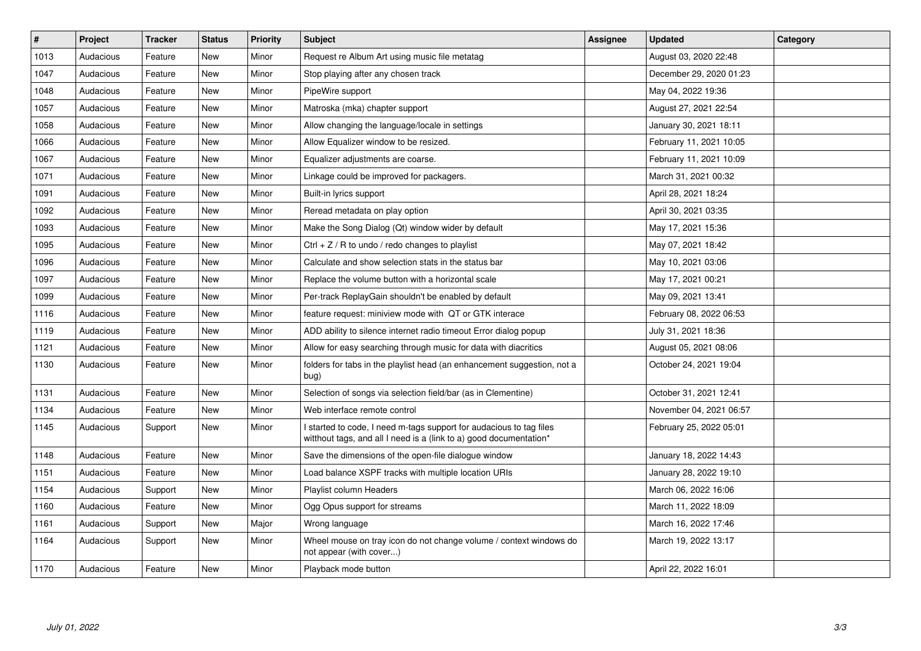| # | Project | Tracker | Status | Priority | Subject | Assignee | Updated | Category |
|---|---|---|---|---|---|---|---|---|
| 1013 | Audacious | Feature | New | Minor | Request re Album Art using music file metatag | | August 03, 2020 22:48 | |
| 1047 | Audacious | Feature | New | Minor | Stop playing after any chosen track | | December 29, 2020 01:23 | |
| 1048 | Audacious | Feature | New | Minor | PipeWire support | | May 04, 2022 19:36 | |
| 1057 | Audacious | Feature | New | Minor | Matroska (mka) chapter support | | August 27, 2021 22:54 | |
| 1058 | Audacious | Feature | New | Minor | Allow changing the language/locale in settings | | January 30, 2021 18:11 | |
| 1066 | Audacious | Feature | New | Minor | Allow Equalizer window to be resized. | | February 11, 2021 10:05 | |
| 1067 | Audacious | Feature | New | Minor | Equalizer adjustments are coarse. | | February 11, 2021 10:09 | |
| 1071 | Audacious | Feature | New | Minor | Linkage could be improved for packagers. | | March 31, 2021 00:32 | |
| 1091 | Audacious | Feature | New | Minor | Built-in lyrics support | | April 28, 2021 18:24 | |
| 1092 | Audacious | Feature | New | Minor | Reread metadata on play option | | April 30, 2021 03:35 | |
| 1093 | Audacious | Feature | New | Minor | Make the Song Dialog (Qt) window wider by default | | May 17, 2021 15:36 | |
| 1095 | Audacious | Feature | New | Minor | Ctrl + Z / R to undo / redo changes to playlist | | May 07, 2021 18:42 | |
| 1096 | Audacious | Feature | New | Minor | Calculate and show selection stats in the status bar | | May 10, 2021 03:06 | |
| 1097 | Audacious | Feature | New | Minor | Replace the volume button with a horizontal scale | | May 17, 2021 00:21 | |
| 1099 | Audacious | Feature | New | Minor | Per-track ReplayGain shouldn't be enabled by default | | May 09, 2021 13:41 | |
| 1116 | Audacious | Feature | New | Minor | feature request: miniview mode with QT or GTK interace | | February 08, 2022 06:53 | |
| 1119 | Audacious | Feature | New | Minor | ADD ability to silence internet radio timeout Error dialog popup | | July 31, 2021 18:36 | |
| 1121 | Audacious | Feature | New | Minor | Allow for easy searching through music for data with diacritics | | August 05, 2021 08:06 | |
| 1130 | Audacious | Feature | New | Minor | folders for tabs in the playlist head (an enhancement suggestion, not a bug) | | October 24, 2021 19:04 | |
| 1131 | Audacious | Feature | New | Minor | Selection of songs via selection field/bar (as in Clementine) | | October 31, 2021 12:41 | |
| 1134 | Audacious | Feature | New | Minor | Web interface remote control | | November 04, 2021 06:57 | |
| 1145 | Audacious | Support | New | Minor | I started to code, I need m-tags support for audacious to tag files witthout tags, and all I need is a (link to a) good documentation* | | February 25, 2022 05:01 | |
| 1148 | Audacious | Feature | New | Minor | Save the dimensions of the open-file dialogue window | | January 18, 2022 14:43 | |
| 1151 | Audacious | Feature | New | Minor | Load balance XSPF tracks with multiple location URIs | | January 28, 2022 19:10 | |
| 1154 | Audacious | Support | New | Minor | Playlist column Headers | | March 06, 2022 16:06 | |
| 1160 | Audacious | Feature | New | Minor | Ogg Opus support for streams | | March 11, 2022 18:09 | |
| 1161 | Audacious | Support | New | Major | Wrong language | | March 16, 2022 17:46 | |
| 1164 | Audacious | Support | New | Minor | Wheel mouse on tray icon do not change volume / context windows do not appear (with cover...) | | March 19, 2022 13:17 | |
| 1170 | Audacious | Feature | New | Minor | Playback mode button | | April 22, 2022 16:01 | |

*July 01, 2022*